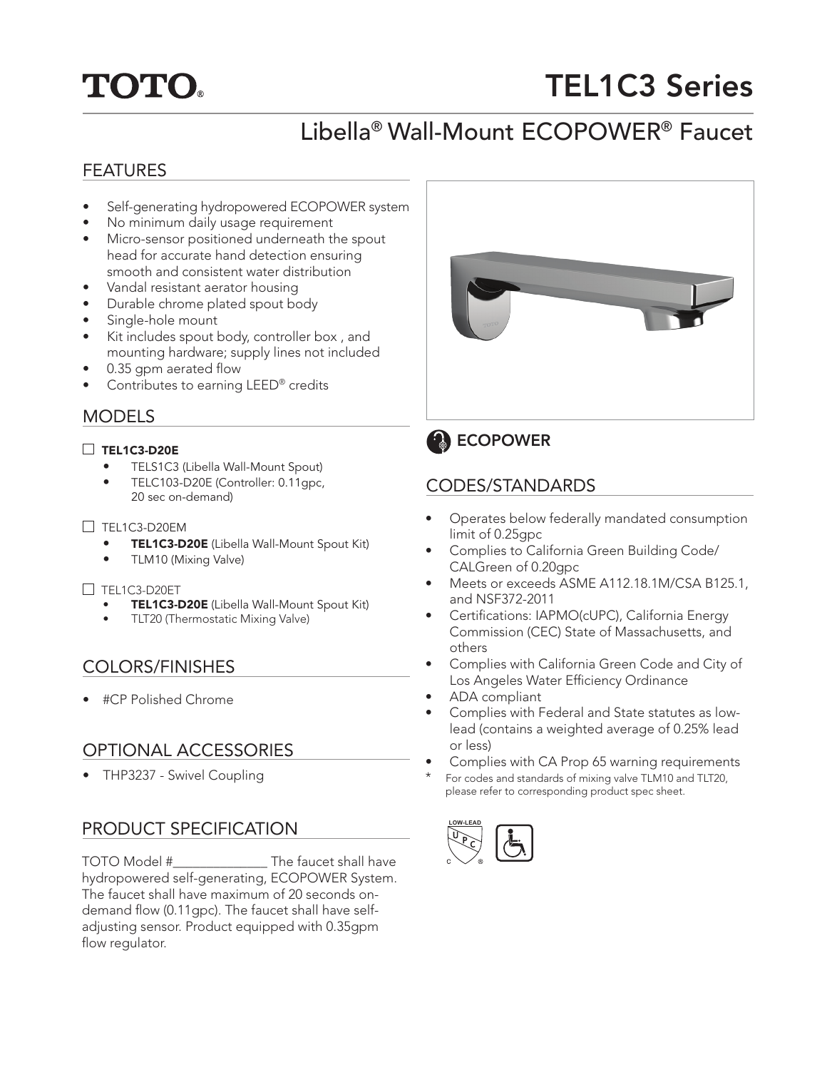# TOTO®

# TEL1C3 Series

## Libella® Wall-Mount ECOPOWER® Faucet

## FEATURES

- Self-generating hydropowered ECOPOWER system
- No minimum daily usage requirement
- Micro-sensor positioned underneath the spout head for accurate hand detection ensuring smooth and consistent water distribution
- Vandal resistant aerator housing
- Durable chrome plated spout body
- Single-hole mount
- Kit includes spout body, controller box , and mounting hardware; supply lines not included
- 0.35 gpm aerated flow
- Contributes to earning LEED® credits

## MODELS

☐ **TEL1C3-D20E**
- TELS1C3 (Libella Wall-Mount Spout)
- TELC103-D20E (Controller: 0.11gpc, 20 sec on-demand)

☐ TEL1C3-D20EM
- **TEL1C3-D20E** (Libella Wall-Mount Spout Kit)
- TLM10 (Mixing Valve)

☐ TEL1C3-D20ET
- **TEL1C3-D20E** (Libella Wall-Mount Spout Kit)
- TLT20 (Thermostatic Mixing Valve)

## COLORS/FINISHES

- #CP Polished Chrome

## OPTIONAL ACCESSORIES

- THP3237 - Swivel Coupling

## PRODUCT SPECIFICATION

TOTO Model #______________ The faucet shall have hydropowered self-generating, ECOPOWER System. The faucet shall have maximum of 20 seconds on-demand flow (0.11gpc). The faucet shall have self-adjusting sensor. Product equipped with 0.35gpm flow regulator.

**ECOPOWER**

## CODES/STANDARDS

- Operates below federally mandated consumption limit of 0.25gpc
- Complies to California Green Building Code/ CALGreen of 0.20gpc
- Meets or exceeds ASME A112.18.1M/CSA B125.1, and NSF372-2011
- Certifications: IAPMO(cUPC), California Energy Commission (CEC) State of Massachusetts, and others
- Complies with California Green Code and City of Los Angeles Water Efficiency Ordinance
- ADA compliant
- Complies with Federal and State statutes as low-lead (contains a weighted average of 0.25% lead or less)
- Complies with CA Prop 65 warning requirements

\* For codes and standards of mixing valve TLM10 and TLT20, please refer to corresponding product spec sheet.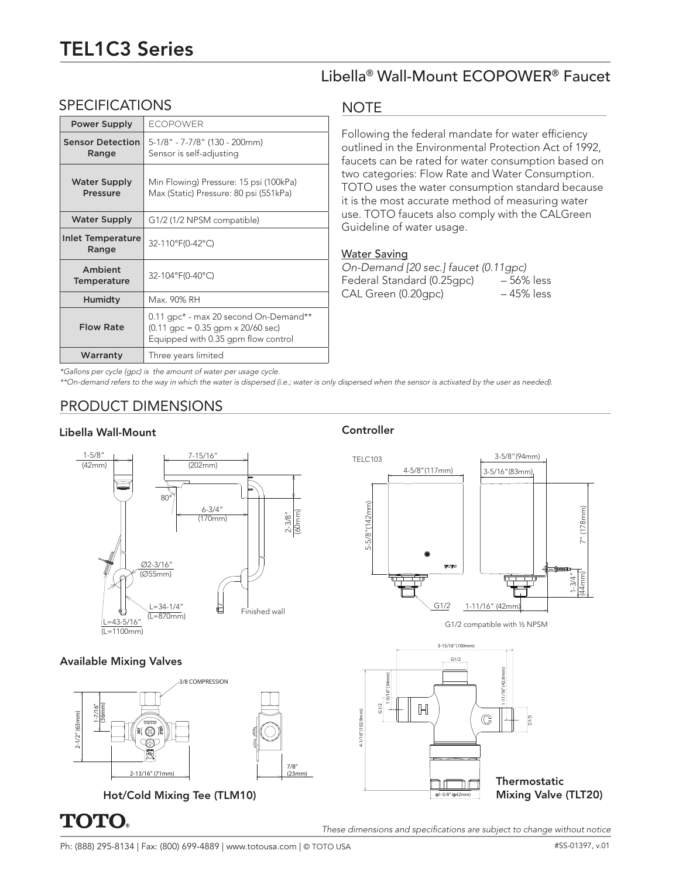# TEL1C3 Series

## Libella® Wall-Mount ECOPOWER® Faucet

## SPECIFICATIONS

| | |
|---|---|
| Power Supply | ECOPOWER |
| Sensor Detection Range | 5-1/8" - 7-7/8" (130 - 200mm) Sensor is self-adjusting |
| Water Supply Pressure | Min Flowing) Pressure: 15 psi (100kPa) Max (Static) Pressure: 80 psi (551kPa) |
| Water Supply | G1/2 (1/2 NPSM compatible) |
| Inlet Temperature Range | 32-110°F(0-42°C) |
| Ambient Temperature | 32-104°F(0-40°C) |
| Humidty | Max. 90% RH |
| Flow Rate | 0.11 gpc* - max 20 second On-Demand** (0.11 gpc = 0.35 gpm x 20/60 sec) Equipped with 0.35 gpm flow control |
| Warranty | Three years limited |

*\*Gallons per cycle (gpc) is the amount of water per usage cycle.*

*\*\*On-demand refers to the way in which the water is dispersed (i.e.; water is only dispersed when the sensor is activated by the user as needed).*

## NOTE

Following the federal mandate for water efficiency outlined in the Environmental Protection Act of 1992, faucets can be rated for water consumption based on two categories: Flow Rate and Water Consumption. TOTO uses the water consumption standard because it is the most accurate method of measuring water use. TOTO faucets also comply with the CALGreen Guideline of water usage.

Water Saving

*On-Demand [20 sec.] faucet (0.11gpc)*

| | |
|---|---|
| Federal Standard (0.25gpc) | – 56% less |
| CAL Green (0.20gpc) | – 45% less |

## PRODUCT DIMENSIONS

### Libella Wall-Mount

1-5/8" (42mm)
7-15/16" (202mm)
80°
6-3/4" (170mm)
2-3/8" (60mm)
Ø2-3/16" (Ø55mm)
L=34-1/4" (L=870mm)
L=43-5/16" (L=1100mm)
Finished wall

### Controller

TELC103
4-5/8"(117mm)
3-5/8"(94mm)
3-5/16"(83mm)
5-5/8"(142mm)
7" (178mm)
1-3/4" (44mm)
G1/2
1-11/16" (42mm)

G1/2 compatible with ½ NPSM

### Available Mixing Valves

3/8 COMPRESSION
2-1/2" (63mm)
1-7/16" (36mm)
2-13/16" (71mm)
7/8" (23mm)

**Hot/Cold Mixing Tee (TLM10)**

3-15/16" (100mm)
G1/2
1-5/16" (34mm)
1-11/16" (42.8mm)
4-1/16" (102.9mm)
G1/2
G1/2
φ1-5/8" (φ42mm)

**Thermostatic Mixing Valve (TLT20)**

*These dimensions and specifications are subject to change without notice*

Ph: (888) 295-8134 | Fax: (800) 699-4889 | www.totousa.com | © TOTO USA

#SS-01397, v.01